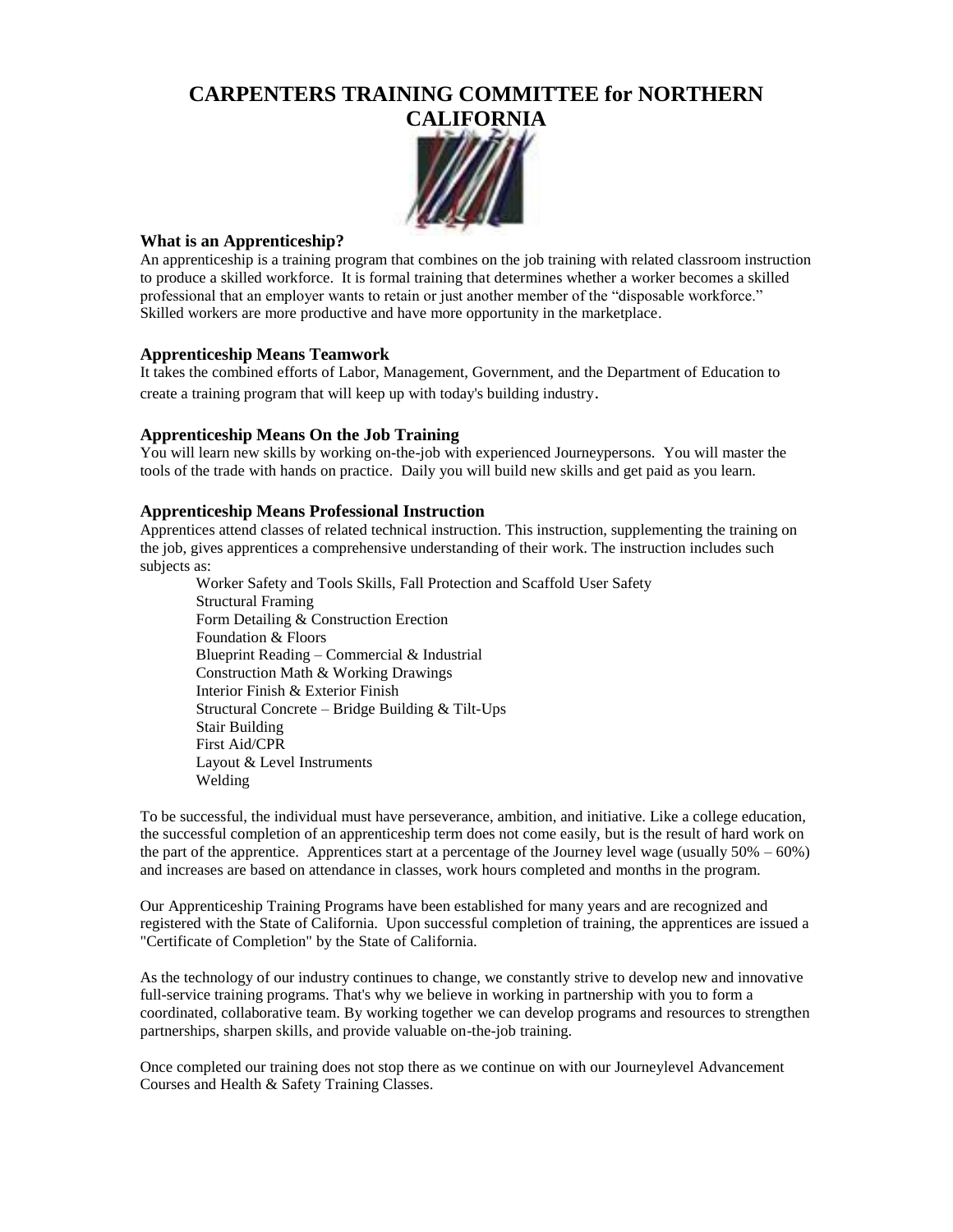# CARPENTERS TRAINING COMMITTEE for NORTHERN CALIFORNIA

### What is an Apprenticeship?

An apprenticeship is a training program that combines on the job training with related classroom instruction to produce a skilled workforce. It is formal training that determines whether a worker becomes a skilled professional that an employer wants to retain or just another member of the "disposable workforce." Skilled workers are more productive and have more opportunity in the marketplace.

### Apprenticeship Means Teamwork

It takes the combined efforts of Labor, Management, Government, and the Department of Education to create a training program that will keep up with today's building industry.

### Apprenticeship Means On the Job Training

You will learn new skills by working on-the-job with experienced Journeypersons. You will master the tools of the trade with hands on practice. Daily you will build new skills and get paid as you learn.

### Apprenticeship Means Professional Instruction

Apprentices attend classes of related technical instruction. This instruction, supplementing the training on the job, gives apprentices a comprehensive understanding of their work. The instruction includes such subjects as:

- Worker Safety and Tools Skills, Fall Protection and Scaffold User Safety
- Structural Framing
- Form Detailing & Construction Erection
- Foundation & Floors
- Blueprint Reading – Commercial & Industrial
- Construction Math & Working Drawings
- Interior Finish & Exterior Finish
- Structural Concrete – Bridge Building & Tilt-Ups
- Stair Building
- First Aid/CPR
- Layout & Level Instruments
- Welding

To be successful, the individual must have perseverance, ambition, and initiative. Like a college education, the successful completion of an apprenticeship term does not come easily, but is the result of hard work on the part of the apprentice. Apprentices start at a percentage of the Journey level wage (usually 50% – 60%) and increases are based on attendance in classes, work hours completed and months in the program.

Our Apprenticeship Training Programs have been established for many years and are recognized and registered with the State of California. Upon successful completion of training, the apprentices are issued a "Certificate of Completion" by the State of California.

As the technology of our industry continues to change, we constantly strive to develop new and innovative full-service training programs. That's why we believe in working in partnership with you to form a coordinated, collaborative team. By working together we can develop programs and resources to strengthen partnerships, sharpen skills, and provide valuable on-the-job training.

Once completed our training does not stop there as we continue on with our Journeylevel Advancement Courses and Health & Safety Training Classes.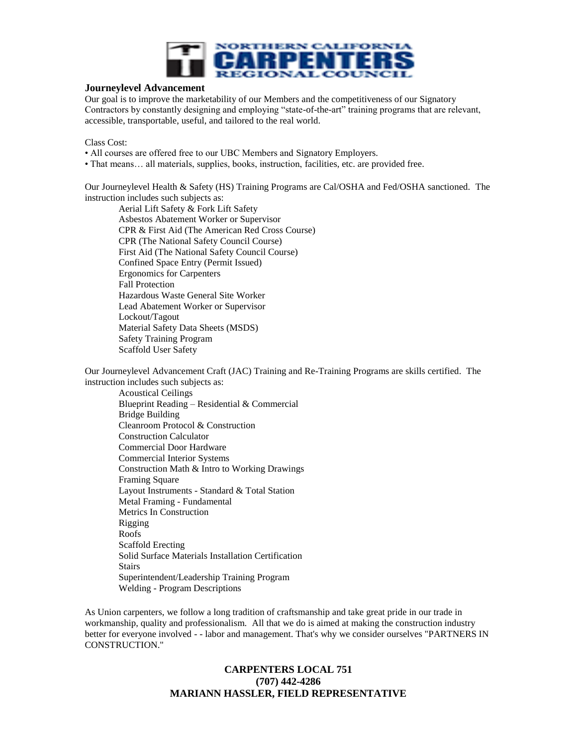NORTHERN CALIFORNIA CARPENTERS REGIONAL COUNCIL

## Journeylevel Advancement

Our goal is to improve the marketability of our Members and the competitiveness of our Signatory Contractors by constantly designing and employing "state-of-the-art" training programs that are relevant, accessible, transportable, useful, and tailored to the real world.

Class Cost:

- All courses are offered free to our UBC Members and Signatory Employers.
- That means… all materials, supplies, books, instruction, facilities, etc. are provided free.

Our Journeylevel Health & Safety (HS) Training Programs are Cal/OSHA and Fed/OSHA sanctioned. The instruction includes such subjects as:

Aerial Lift Safety & Fork Lift Safety
Asbestos Abatement Worker or Supervisor
CPR & First Aid (The American Red Cross Course)
CPR (The National Safety Council Course)
First Aid (The National Safety Council Course)
Confined Space Entry (Permit Issued)
Ergonomics for Carpenters
Fall Protection
Hazardous Waste General Site Worker
Lead Abatement Worker or Supervisor
Lockout/Tagout
Material Safety Data Sheets (MSDS)
Safety Training Program
Scaffold User Safety

Our Journeylevel Advancement Craft (JAC) Training and Re-Training Programs are skills certified. The instruction includes such subjects as:

Acoustical Ceilings
Blueprint Reading – Residential & Commercial
Bridge Building
Cleanroom Protocol & Construction
Construction Calculator
Commercial Door Hardware
Commercial Interior Systems
Construction Math & Intro to Working Drawings
Framing Square
Layout Instruments - Standard & Total Station
Metal Framing - Fundamental
Metrics In Construction
Rigging
Roofs
Scaffold Erecting
Solid Surface Materials Installation Certification
Stairs
Superintendent/Leadership Training Program
Welding - Program Descriptions

As Union carpenters, we follow a long tradition of craftsmanship and take great pride in our trade in workmanship, quality and professionalism. All that we do is aimed at making the construction industry better for everyone involved - - labor and management. That's why we consider ourselves "PARTNERS IN CONSTRUCTION."

**CARPENTERS LOCAL 751**
**(707) 442-4286**
**MARIANN HASSLER, FIELD REPRESENTATIVE**